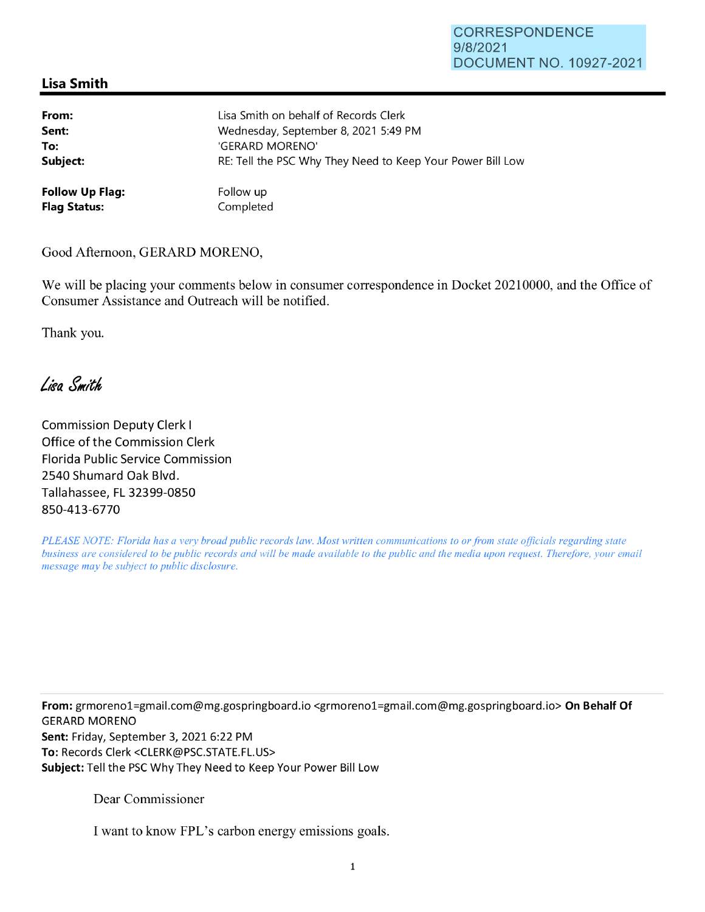CORRESPONDENCE
9/8/2021
DOCUMENT NO. 10927-2021

## Lisa Smith

| | |
|---|---|
| **From:** | Lisa Smith on behalf of Records Clerk |
| **Sent:** | Wednesday, September 8, 2021 5:49 PM |
| **To:** | 'GERARD MORENO' |
| **Subject:** | RE: Tell the PSC Why They Need to Keep Your Power Bill Low |
| **Follow Up Flag:** | Follow up |
| **Flag Status:** | Completed |

Good Afternoon, GERARD MORENO,

We will be placing your comments below in consumer correspondence in Docket 20210000, and the Office of Consumer Assistance and Outreach will be notified.

Thank you.

*Lisa Smith*

Commission Deputy Clerk I
Office of the Commission Clerk
Florida Public Service Commission
2540 Shumard Oak Blvd.
Tallahassee, FL 32399-0850
850-413-6770

*PLEASE NOTE: Florida has a very broad public records law. Most written communications to or from state officials regarding state business are considered to be public records and will be made available to the public and the media upon request. Therefore, your email message may be subject to public disclosure.*

---

**From:** grmoreno1=gmail.com@mg.gospringboard.io <grmoreno1=gmail.com@mg.gospringboard.io> **On Behalf Of** GERARD MORENO
**Sent:** Friday, September 3, 2021 6:22 PM
**To:** Records Clerk <CLERK@PSC.STATE.FL.US>
**Subject:** Tell the PSC Why They Need to Keep Your Power Bill Low

Dear Commissioner

I want to know FPL's carbon energy emissions goals.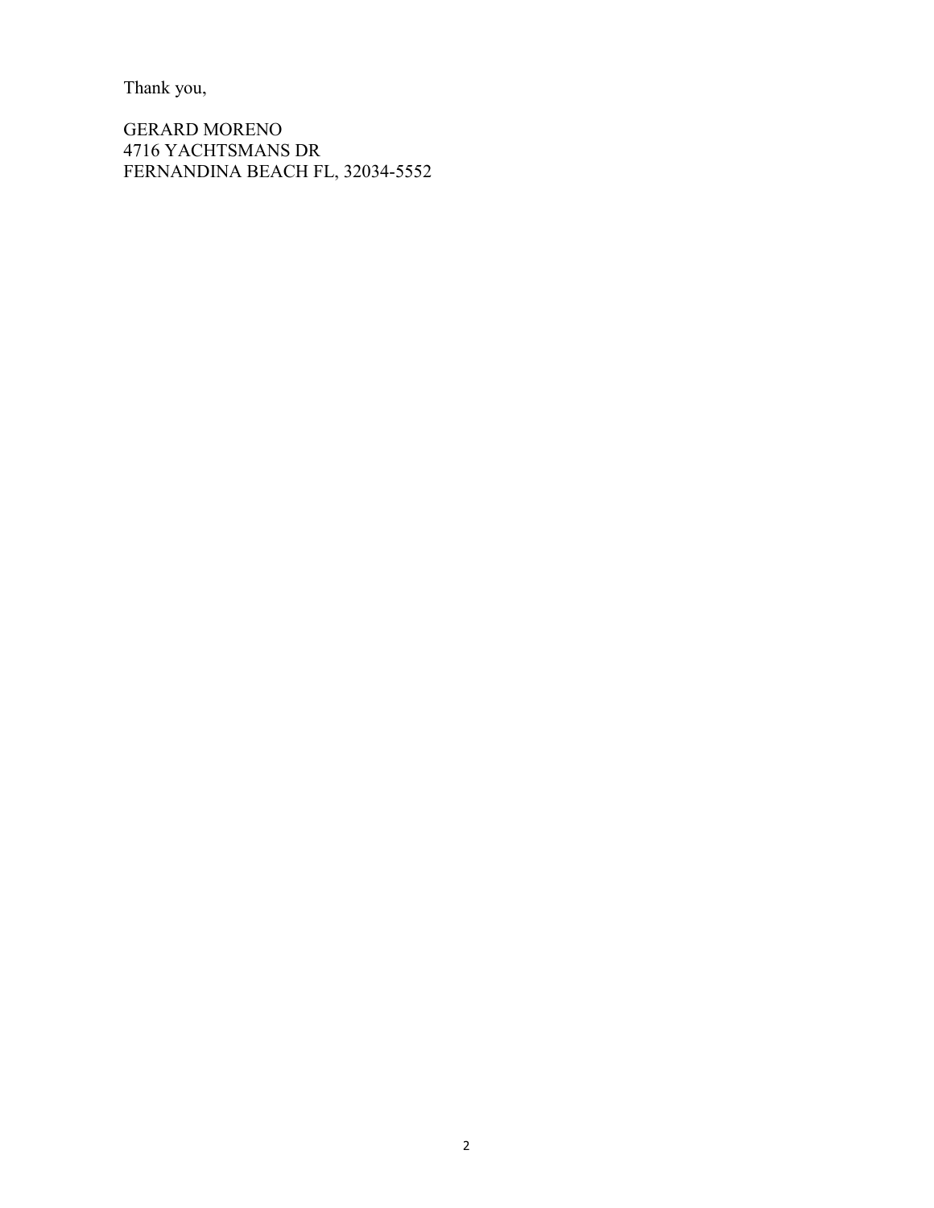Thank you,

GERARD MORENO  
4716 YACHTSMANS DR  
FERNANDINA BEACH FL, 32034-5552